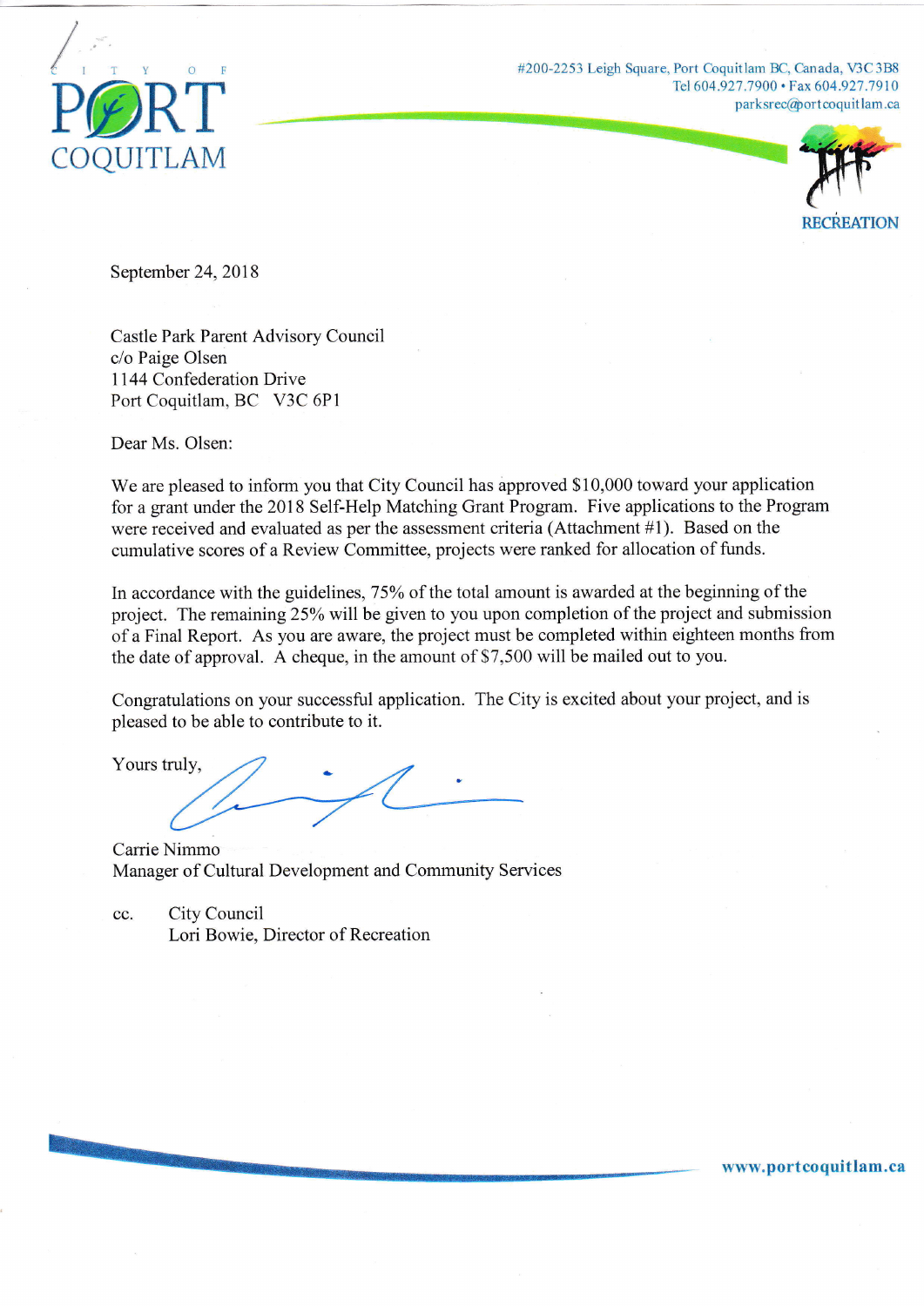CITY OF

PORT COQUITLAM

#200-2253 Leigh Square, Port Coquitlam BC, Canada, V3C 3B8
Tel 604.927.7900 • Fax 604.927.7910
parksrec@portcoquitlam.ca

RECREATION

September 24, 2018

Castle Park Parent Advisory Council
c/o Paige Olsen
1144 Confederation Drive
Port Coquitlam, BC V3C 6P1

Dear Ms. Olsen:

We are pleased to inform you that City Council has approved $10,000 toward your application for a grant under the 2018 Self-Help Matching Grant Program. Five applications to the Program were received and evaluated as per the assessment criteria (Attachment #1). Based on the cumulative scores of a Review Committee, projects were ranked for allocation of funds.

In accordance with the guidelines, 75% of the total amount is awarded at the beginning of the project. The remaining 25% will be given to you upon completion of the project and submission of a Final Report. As you are aware, the project must be completed within eighteen months from the date of approval. A cheque, in the amount of $7,500 will be mailed out to you.

Congratulations on your successful application. The City is excited about your project, and is pleased to be able to contribute to it.

Yours truly,

Carrie Nimmo
Manager of Cultural Development and Community Services

cc. City Council
Lori Bowie, Director of Recreation

www.portcoquitlam.ca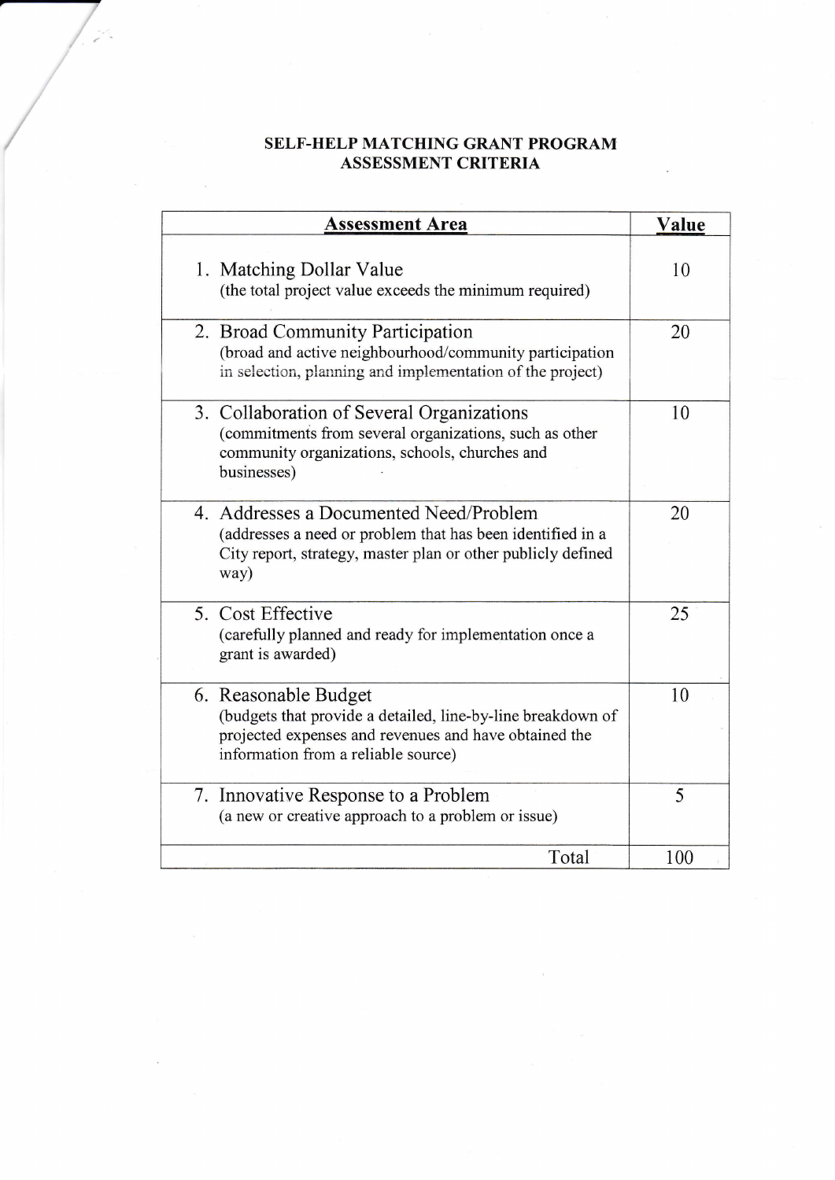# SELF-HELP MATCHING GRANT PROGRAM
# ASSESSMENT CRITERIA

| Assessment Area | Value |
|---|---|
| 1. Matching Dollar Value<br>(the total project value exceeds the minimum required) | 10 |
| 2. Broad Community Participation<br>(broad and active neighbourhood/community participation in selection, planning and implementation of the project) | 20 |
| 3. Collaboration of Several Organizations<br>(commitments from several organizations, such as other community organizations, schools, churches and businesses) | 10 |
| 4. Addresses a Documented Need/Problem<br>(addresses a need or problem that has been identified in a City report, strategy, master plan or other publicly defined way) | 20 |
| 5. Cost Effective<br>(carefully planned and ready for implementation once a grant is awarded) | 25 |
| 6. Reasonable Budget<br>(budgets that provide a detailed, line-by-line breakdown of projected expenses and revenues and have obtained the information from a reliable source) | 10 |
| 7. Innovative Response to a Problem<br>(a new or creative approach to a problem or issue) | 5 |
| Total | 100 |